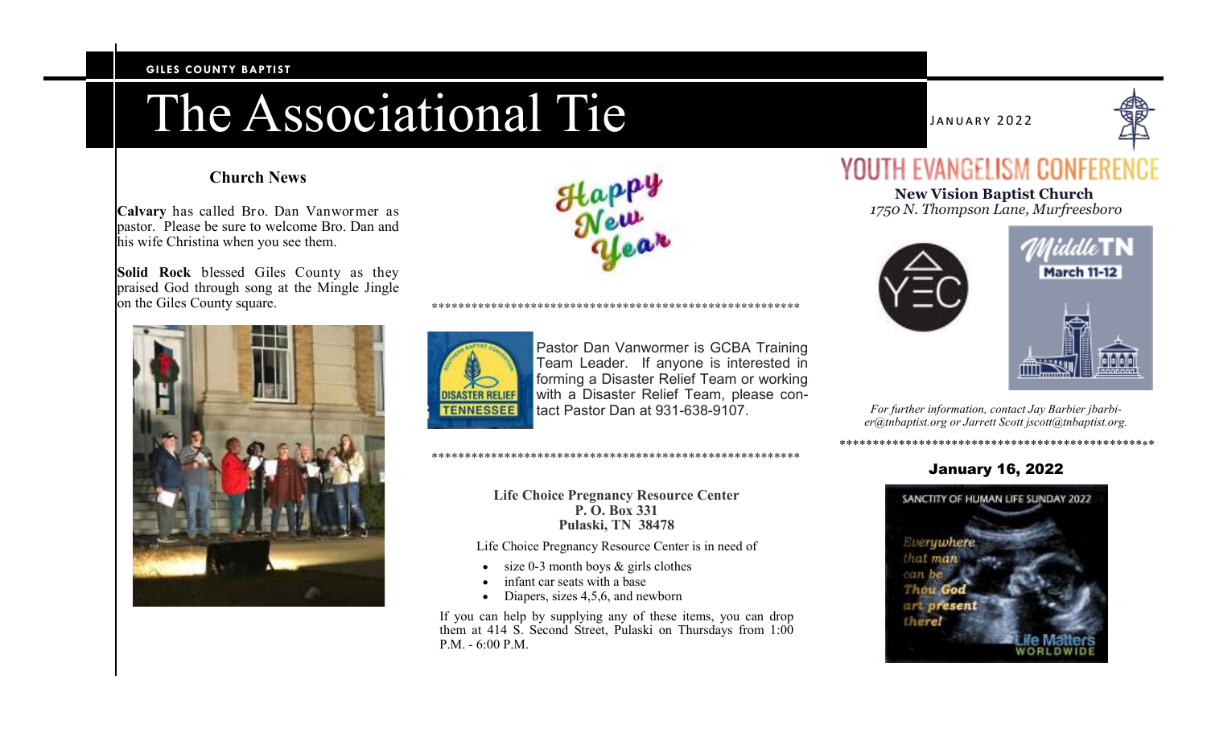GILES COUNTY BAPTIST

# The Associational Tie

JANUARY 2022

## Church News

**Calvary** has called Bro. Dan Vanwormer as pastor. Please be sure to welcome Bro. Dan and his wife Christina when you see them.

**Solid Rock** blessed Giles County as they praised God through song at the Mingle Jingle on the Giles County square.

Happy New Year

*************************************************************

Pastor Dan Vanwormer is GCBA Training Team Leader. If anyone is interested in forming a Disaster Relief Team or working with a Disaster Relief Team, please contact Pastor Dan at 931-638-9107.

*************************************************************

**Life Choice Pregnancy Resource Center**
**P. O. Box 331**
**Pulaski, TN 38478**

Life Choice Pregnancy Resource Center is in need of

- size 0-3 month boys & girls clothes
- infant car seats with a base
- Diapers, sizes 4,5,6, and newborn

If you can help by supplying any of these items, you can drop them at 414 S. Second Street, Pulaski on Thursdays from 1:00 P.M. - 6:00 P.M.

## YOUTH EVANGELISM CONFERENCE

**New Vision Baptist Church**
*1750 N. Thompson Lane, Murfreesboro*

YEC — MiddleTN — March 11-12

*For further information, contact Jay Barbier jbarbier@tnbaptist.org or Jarrett Scott jscott@tnbaptist.org.*

*************************************************

### January 16, 2022

SANCTITY OF HUMAN LIFE SUNDAY 2022

Everywhere that man can be Thou God art present there!

Life Matters WORLDWIDE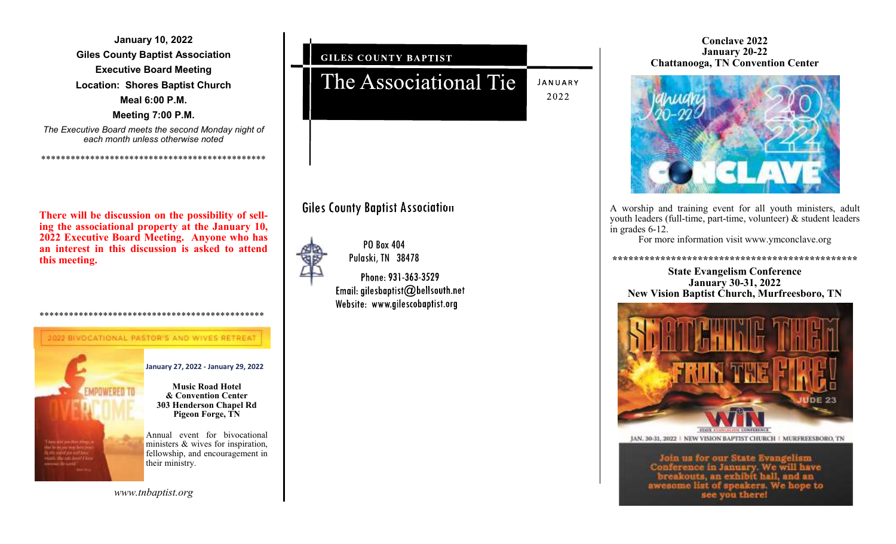**January 10, 2022**

**Giles County Baptist Association**

**Executive Board Meeting**

**Location: Shores Baptist Church**

**Meal 6:00 P.M.**

**Meeting 7:00 P.M.**

*The Executive Board meets the second Monday night of each month unless otherwise noted*

\*\*\*\*\*\*\*\*\*\*\*\*\*\*\*\*\*\*\*\*\*\*\*\*\*\*\*\*\*\*\*\*\*\*\*\*\*\*\*\*\*\*\*\*\*\*\*

**There will be discussion on the possibility of selling the associational property at the January 10, 2022 Executive Board Meeting. Anyone who has an interest in this discussion is asked to attend this meeting.**

\*\*\*\*\*\*\*\*\*\*\*\*\*\*\*\*\*\*\*\*\*\*\*\*\*\*\*\*\*\*\*\*\*\*\*\*\*\*\*\*\*\*\*\*\*\*\*

2022 BIVOCATIONAL PASTOR'S AND WIVES RETREAT

EMPOWERED TO OVERCOME

**January 27, 2022 - January 29, 2022**

**Music Road Hotel**
**& Convention Center**
**303 Henderson Chapel Rd**
**Pigeon Forge, TN**

Annual event for bivocational ministers & wives for inspiration, fellowship, and encouragement in their ministry.

*www.tnbaptist.org*

GILES COUNTY BAPTIST

# The Associational Tie

JANUARY 2022

## Giles County Baptist Association

PO Box 404
Pulaski, TN 38478

Phone: 931-363-3529
Email: gilesbaptist@bellsouth.net
Website: www.gilescobaptist.org

**Conclave 2022**
**January 20-22**
**Chattanooga, TN Convention Center**

January 20-22 2022 CONCLAVE

A worship and training event for all youth ministers, adult youth leaders (full-time, part-time, volunteer) & student leaders in grades 6-12.

For more information visit www.ymconclave.org

\*\*\*\*\*\*\*\*\*\*\*\*\*\*\*\*\*\*\*\*\*\*\*\*\*\*\*\*\*\*\*\*\*\*\*\*\*\*\*\*\*\*\*\*\*\*\*

**State Evangelism Conference**
**January 30-31, 2022**
**New Vision Baptist Church, Murfreesboro, TN**

SNATCHING THEM FROM THE FIRE! JUDE 23

WIN STATE EVANGELISM CONFERENCE

JAN. 30-31, 2022 | NEW VISION BAPTIST CHURCH | MURFREESBORO, TN

Join us for our State Evangelism Conference in January. We will have breakouts, an exhibit hall, and an awesome list of speakers. We hope to see you there!